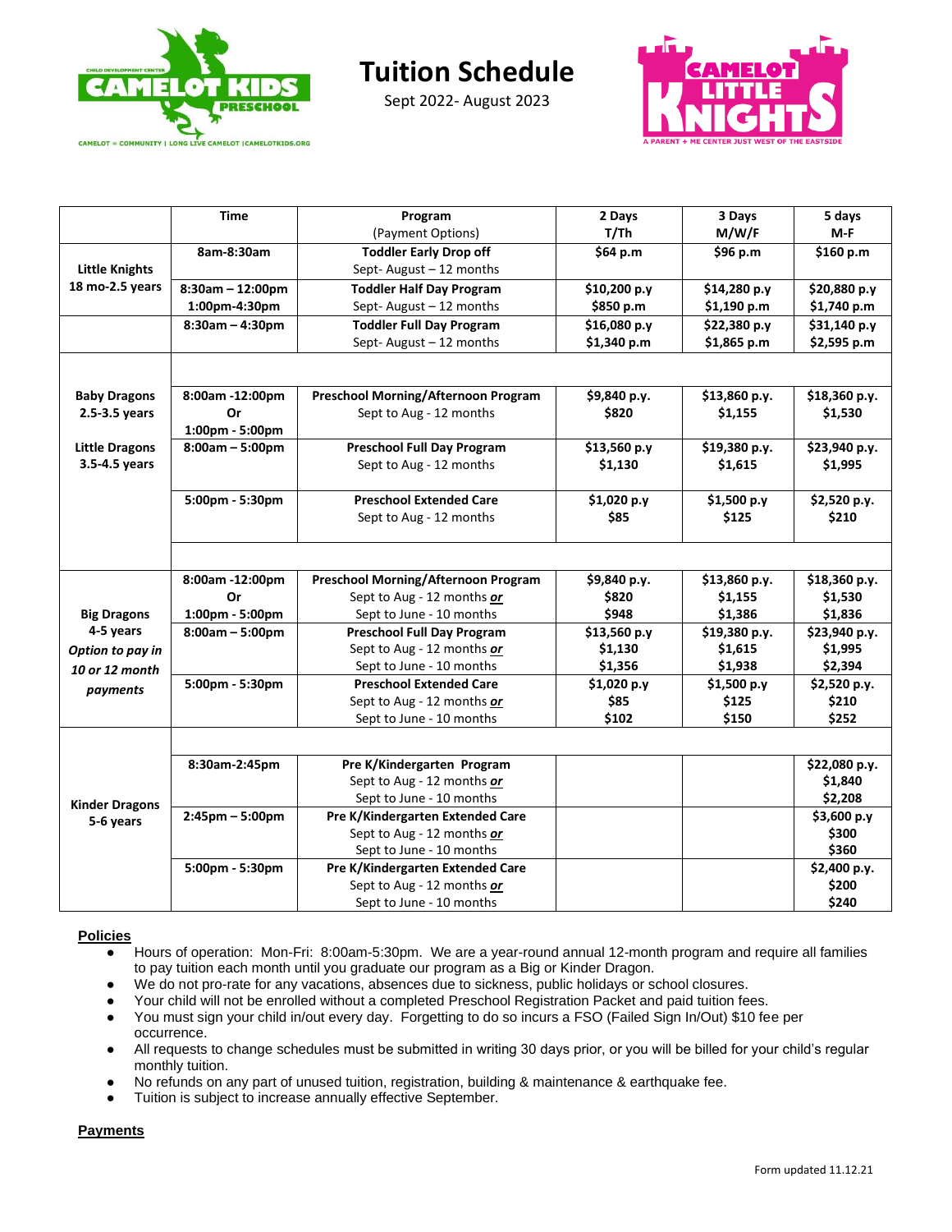# Tuition Schedule

Sept 2022- August 2023

CAMELOT KIDS PRESCHOOL — CHILD DEVELOPMENT CENTER — CAMELOT = COMMUNITY | LONG LIVE CAMELOT | CAMELOTKIDS.ORG

CAMELOT LITTLE KNIGHTS — A PARENT + ME CENTER JUST WEST OF THE EASTSIDE

| | Time | Program (Payment Options) | 2 Days T/Th | 3 Days M/W/F | 5 days M-F |
|---|---|---|---|---|---|
| **Little Knights 18 mo-2.5 years** | **8am-8:30am** | **Toddler Early Drop off** Sept- August – 12 months | **$64 p.m** | **$96 p.m** | **$160 p.m** |
| | **8:30am – 12:00pm 1:00pm-4:30pm** | **Toddler Half Day Program** Sept- August – 12 months | **$10,200 p.y $850 p.m** | **$14,280 p.y $1,190 p.m** | **$20,880 p.y $1,740 p.m** |
| | **8:30am – 4:30pm** | **Toddler Full Day Program** Sept- August – 12 months | **$16,080 p.y $1,340 p.m** | **$22,380 p.y $1,865 p.m** | **$31,140 p.y $2,595 p.m** |
| **Baby Dragons 2.5-3.5 years** | **8:00am -12:00pm Or 1:00pm - 5:00pm** | **Preschool Morning/Afternoon Program** Sept to Aug - 12 months | **$9,840 p.y. $820** | **$13,860 p.y. $1,155** | **$18,360 p.y. $1,530** |
| **Little Dragons 3.5-4.5 years** | **8:00am – 5:00pm** | **Preschool Full Day Program** Sept to Aug - 12 months | **$13,560 p.y $1,130** | **$19,380 p.y. $1,615** | **$23,940 p.y. $1,995** |
| | **5:00pm - 5:30pm** | **Preschool Extended Care** Sept to Aug - 12 months | **$1,020 p.y $85** | **$1,500 p.y $125** | **$2,520 p.y. $210** |
| **Big Dragons 4-5 years** ***Option to pay in 10 or 12 month payments*** | **8:00am -12:00pm Or 1:00pm - 5:00pm** | **Preschool Morning/Afternoon Program** Sept to Aug - 12 months ***or*** Sept to June - 10 months | **$9,840 p.y. $820 $948** | **$13,860 p.y. $1,155 $1,386** | **$18,360 p.y. $1,530 $1,836** |
| | **8:00am – 5:00pm** | **Preschool Full Day Program** Sept to Aug - 12 months ***or*** Sept to June - 10 months | **$13,560 p.y $1,130 $1,356** | **$19,380 p.y. $1,615 $1,938** | **$23,940 p.y. $1,995 $2,394** |
| | **5:00pm - 5:30pm** | **Preschool Extended Care** Sept to Aug - 12 months ***or*** Sept to June - 10 months | **$1,020 p.y $85 $102** | **$1,500 p.y $125 $150** | **$2,520 p.y. $210 $252** |
| **Kinder Dragons 5-6 years** | **8:30am-2:45pm** | **Pre K/Kindergarten Program** Sept to Aug - 12 months ***or*** Sept to June - 10 months | | | **$22,080 p.y. $1,840 $2,208** |
| | **2:45pm – 5:00pm** | **Pre K/Kindergarten Extended Care** Sept to Aug - 12 months ***or*** Sept to June - 10 months | | | **$3,600 p.y $300 $360** |
| | **5:00pm - 5:30pm** | **Pre K/Kindergarten Extended Care** Sept to Aug - 12 months ***or*** Sept to June - 10 months | | | **$2,400 p.y. $200 $240** |

## Policies

- Hours of operation: Mon-Fri: 8:00am-5:30pm. We are a year-round annual 12-month program and require all families to pay tuition each month until you graduate our program as a Big or Kinder Dragon.
- We do not pro-rate for any vacations, absences due to sickness, public holidays or school closures.
- Your child will not be enrolled without a completed Preschool Registration Packet and paid tuition fees.
- You must sign your child in/out every day. Forgetting to do so incurs a FSO (Failed Sign In/Out) $10 fee per occurrence.
- All requests to change schedules must be submitted in writing 30 days prior, or you will be billed for your child's regular monthly tuition.
- No refunds on any part of unused tuition, registration, building & maintenance & earthquake fee.
- Tuition is subject to increase annually effective September.

## Payments

Form updated 11.12.21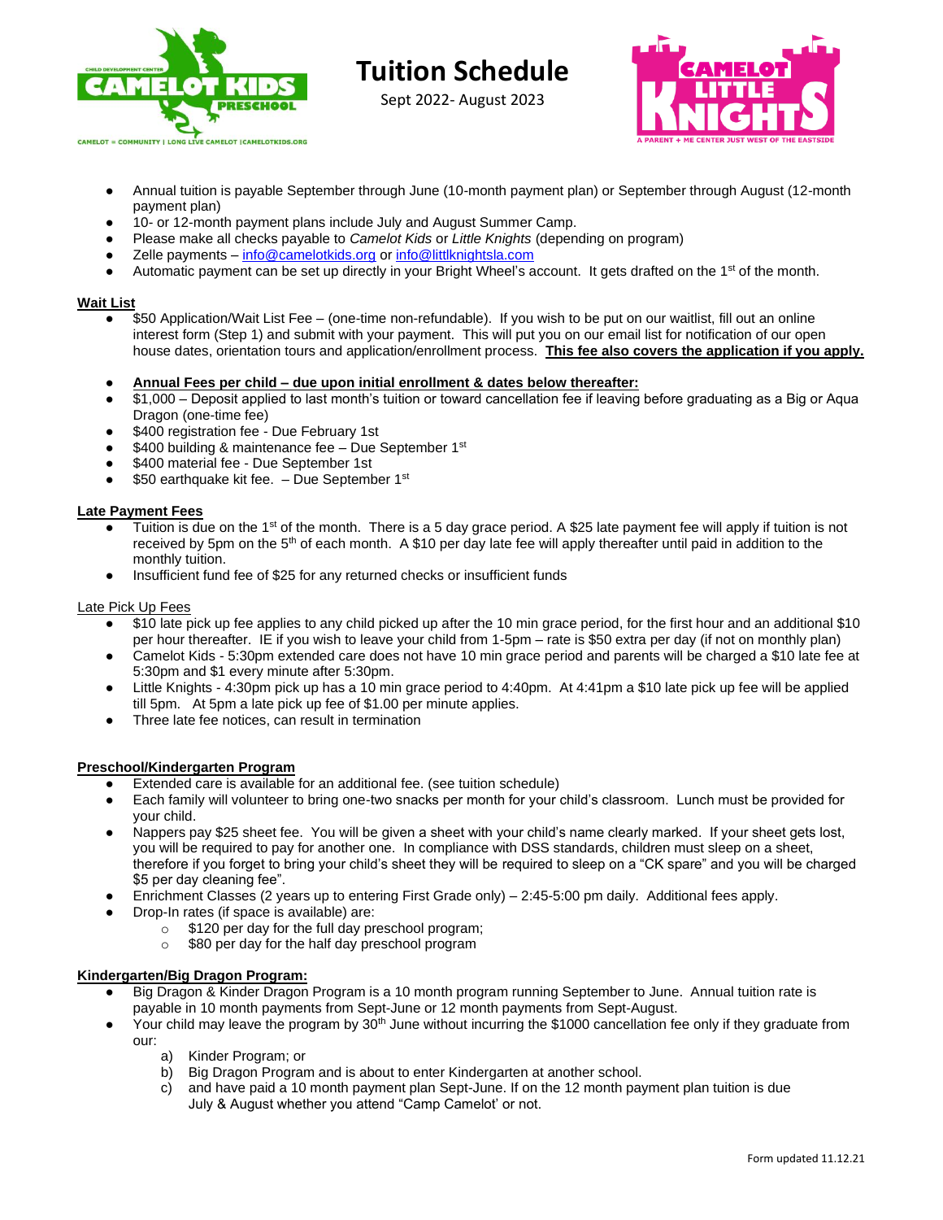# Tuition Schedule

Sept 2022- August 2023

- Annual tuition is payable September through June (10-month payment plan) or September through August (12-month payment plan)
- 10- or 12-month payment plans include July and August Summer Camp.
- Please make all checks payable to *Camelot Kids* or *Little Knights* (depending on program)
- Zelle payments – info@camelotkids.org or info@littlknightsla.com
- Automatic payment can be set up directly in your Bright Wheel's account. It gets drafted on the 1st of the month.

**Wait List**

- $50 Application/Wait List Fee – (one-time non-refundable). If you wish to be put on our waitlist, fill out an online interest form (Step 1) and submit with your payment. This will put you on our email list for notification of our open house dates, orientation tours and application/enrollment process. **This fee also covers the application if you apply.**

- **Annual Fees per child – due upon initial enrollment & dates below thereafter:**
- $1,000 – Deposit applied to last month's tuition or toward cancellation fee if leaving before graduating as a Big or Aqua Dragon (one-time fee)
- $400 registration fee - Due February 1st
- $400 building & maintenance fee – Due September 1st
- $400 material fee - Due September 1st
- $50 earthquake kit fee. – Due September 1st

**Late Payment Fees**

- Tuition is due on the 1st of the month. There is a 5 day grace period. A $25 late payment fee will apply if tuition is not received by 5pm on the 5th of each month. A $10 per day late fee will apply thereafter until paid in addition to the monthly tuition.
- Insufficient fund fee of $25 for any returned checks or insufficient funds

Late Pick Up Fees

- $10 late pick up fee applies to any child picked up after the 10 min grace period, for the first hour and an additional $10 per hour thereafter. IE if you wish to leave your child from 1-5pm – rate is $50 extra per day (if not on monthly plan)
- Camelot Kids - 5:30pm extended care does not have 10 min grace period and parents will be charged a $10 late fee at 5:30pm and $1 every minute after 5:30pm.
- Little Knights - 4:30pm pick up has a 10 min grace period to 4:40pm. At 4:41pm a $10 late pick up fee will be applied till 5pm. At 5pm a late pick up fee of $1.00 per minute applies.
- Three late fee notices, can result in termination

**Preschool/Kindergarten Program**

- Extended care is available for an additional fee. (see tuition schedule)
- Each family will volunteer to bring one-two snacks per month for your child's classroom. Lunch must be provided for your child.
- Nappers pay $25 sheet fee. You will be given a sheet with your child's name clearly marked. If your sheet gets lost, you will be required to pay for another one. In compliance with DSS standards, children must sleep on a sheet, therefore if you forget to bring your child's sheet they will be required to sleep on a "CK spare" and you will be charged $5 per day cleaning fee".
- Enrichment Classes (2 years up to entering First Grade only) – 2:45-5:00 pm daily. Additional fees apply.
- Drop-In rates (if space is available) are:
  - $120 per day for the full day preschool program;
  - $80 per day for the half day preschool program

**Kindergarten/Big Dragon Program:**

- Big Dragon & Kinder Dragon Program is a 10 month program running September to June. Annual tuition rate is payable in 10 month payments from Sept-June or 12 month payments from Sept-August.
- Your child may leave the program by 30th June without incurring the $1000 cancellation fee only if they graduate from our:
  a) Kinder Program; or
  b) Big Dragon Program and is about to enter Kindergarten at another school.
  c) and have paid a 10 month payment plan Sept-June. If on the 12 month payment plan tuition is due July & August whether you attend "Camp Camelot' or not.

Form updated 11.12.21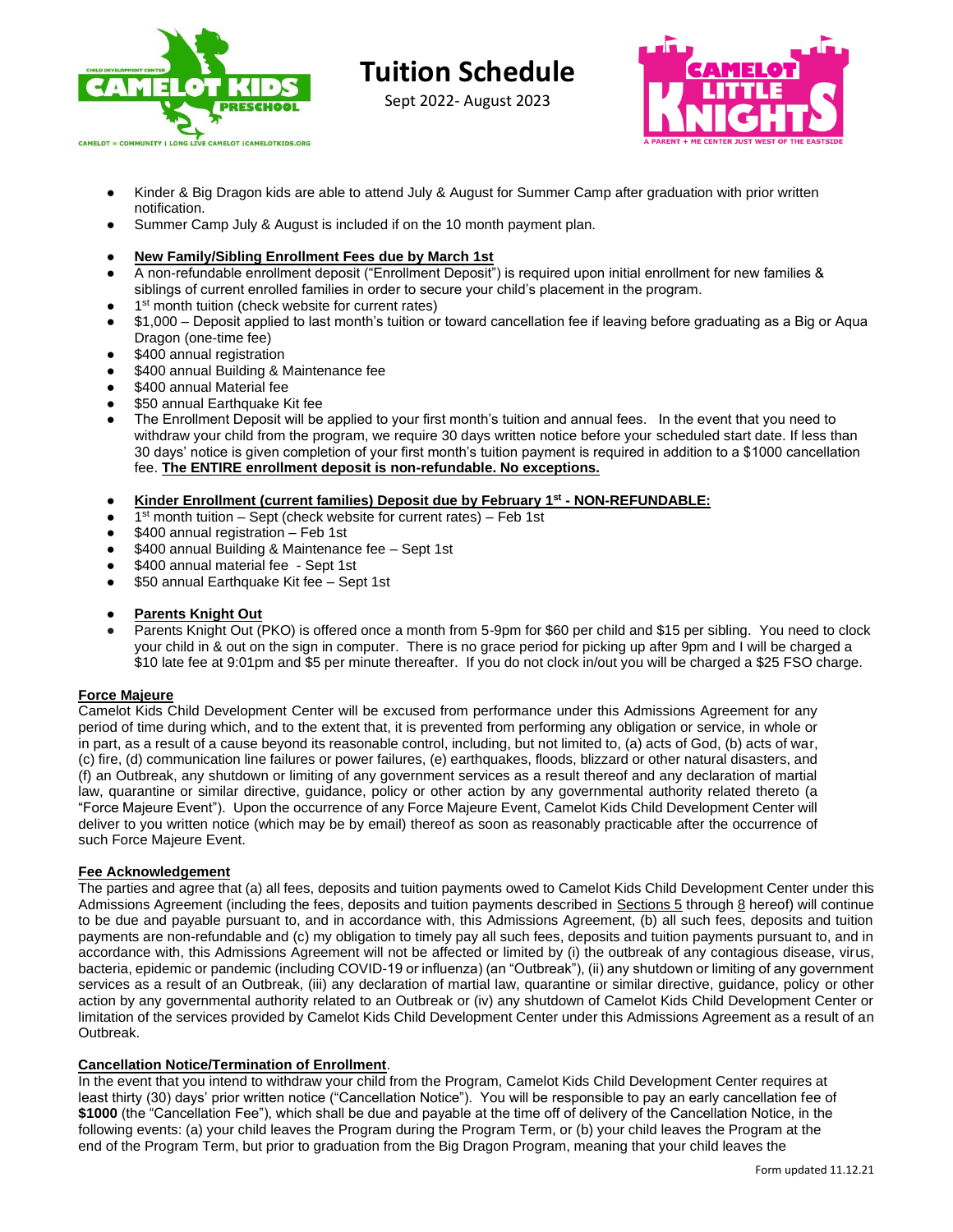# Tuition Schedule

Sept 2022- August 2023

- Kinder & Big Dragon kids are able to attend July & August for Summer Camp after graduation with prior written notification.
- Summer Camp July & August is included if on the 10 month payment plan.

- **New Family/Sibling Enrollment Fees due by March 1st**
- A non-refundable enrollment deposit ("Enrollment Deposit") is required upon initial enrollment for new families & siblings of current enrolled families in order to secure your child's placement in the program.
- 1st month tuition (check website for current rates)
- $1,000 – Deposit applied to last month's tuition or toward cancellation fee if leaving before graduating as a Big or Aqua Dragon (one-time fee)
- $400 annual registration
- $400 annual Building & Maintenance fee
- $400 annual Material fee
- $50 annual Earthquake Kit fee
- The Enrollment Deposit will be applied to your first month's tuition and annual fees. In the event that you need to withdraw your child from the program, we require 30 days written notice before your scheduled start date. If less than 30 days' notice is given completion of your first month's tuition payment is required in addition to a $1000 cancellation fee. **The ENTIRE enrollment deposit is non-refundable. No exceptions.**

- **Kinder Enrollment (current families) Deposit due by February 1st - NON-REFUNDABLE:**
- 1st month tuition – Sept (check website for current rates) – Feb 1st
- $400 annual registration – Feb 1st
- $400 annual Building & Maintenance fee – Sept 1st
- $400 annual material fee - Sept 1st
- $50 annual Earthquake Kit fee – Sept 1st

- **Parents Knight Out**
- Parents Knight Out (PKO) is offered once a month from 5-9pm for $60 per child and $15 per sibling. You need to clock your child in & out on the sign in computer. There is no grace period for picking up after 9pm and I will be charged a $10 late fee at 9:01pm and $5 per minute thereafter. If you do not clock in/out you will be charged a $25 FSO charge.

**Force Majeure**

Camelot Kids Child Development Center will be excused from performance under this Admissions Agreement for any period of time during which, and to the extent that, it is prevented from performing any obligation or service, in whole or in part, as a result of a cause beyond its reasonable control, including, but not limited to, (a) acts of God, (b) acts of war, (c) fire, (d) communication line failures or power failures, (e) earthquakes, floods, blizzard or other natural disasters, and (f) an Outbreak, any shutdown or limiting of any government services as a result thereof and any declaration of martial law, quarantine or similar directive, guidance, policy or other action by any governmental authority related thereto (a "Force Majeure Event"). Upon the occurrence of any Force Majeure Event, Camelot Kids Child Development Center will deliver to you written notice (which may be by email) thereof as soon as reasonably practicable after the occurrence of such Force Majeure Event.

**Fee Acknowledgement**

The parties and agree that (a) all fees, deposits and tuition payments owed to Camelot Kids Child Development Center under this Admissions Agreement (including the fees, deposits and tuition payments described in Sections 5 through 8 hereof) will continue to be due and payable pursuant to, and in accordance with, this Admissions Agreement, (b) all such fees, deposits and tuition payments are non-refundable and (c) my obligation to timely pay all such fees, deposits and tuition payments pursuant to, and in accordance with, this Admissions Agreement will not be affected or limited by (i) the outbreak of any contagious disease, virus, bacteria, epidemic or pandemic (including COVID-19 or influenza) (an "Outbreak"), (ii) any shutdown or limiting of any government services as a result of an Outbreak, (iii) any declaration of martial law, quarantine or similar directive, guidance, policy or other action by any governmental authority related to an Outbreak or (iv) any shutdown of Camelot Kids Child Development Center or limitation of the services provided by Camelot Kids Child Development Center under this Admissions Agreement as a result of an Outbreak.

**Cancellation Notice/Termination of Enrollment**.

In the event that you intend to withdraw your child from the Program, Camelot Kids Child Development Center requires at least thirty (30) days' prior written notice ("Cancellation Notice"). You will be responsible to pay an early cancellation fee of **$1000** (the "Cancellation Fee"), which shall be due and payable at the time off of delivery of the Cancellation Notice, in the following events: (a) your child leaves the Program during the Program Term, or (b) your child leaves the Program at the end of the Program Term, but prior to graduation from the Big Dragon Program, meaning that your child leaves the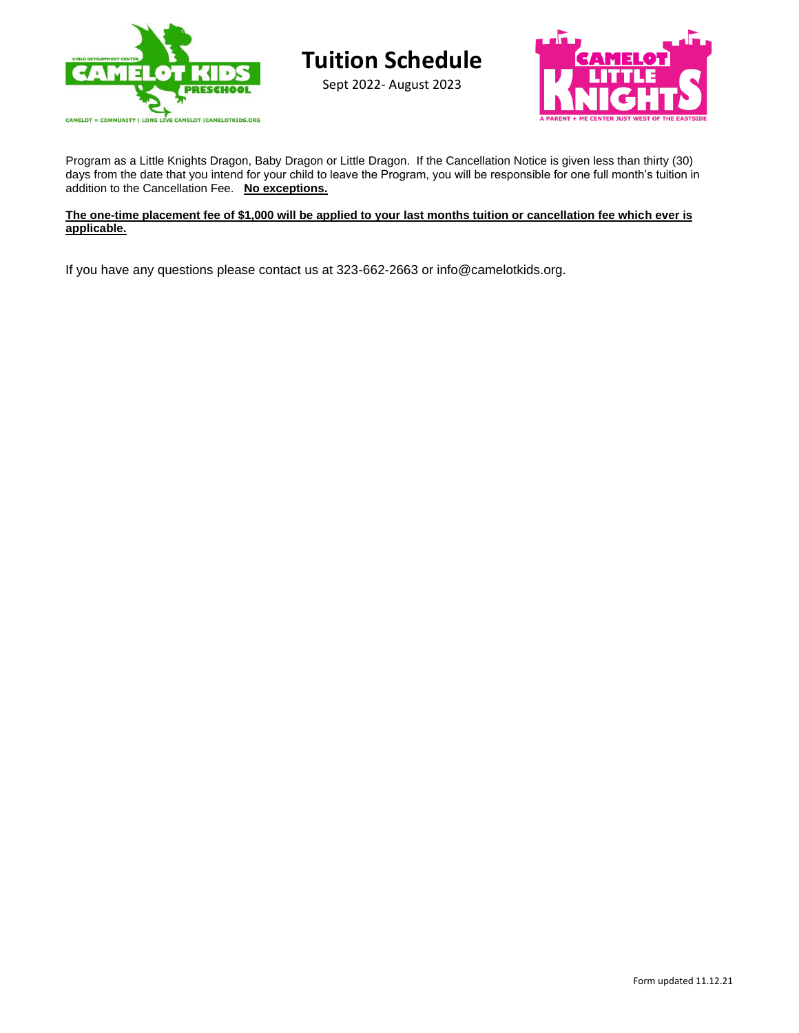# Tuition Schedule

Sept 2022- August 2023

Program as a Little Knights Dragon, Baby Dragon or Little Dragon. If the Cancellation Notice is given less than thirty (30) days from the date that you intend for your child to leave the Program, you will be responsible for one full month's tuition in addition to the Cancellation Fee. **No exceptions.**

**The one-time placement fee of $1,000 will be applied to your last months tuition or cancellation fee which ever is applicable.**

If you have any questions please contact us at 323-662-2663 or info@camelotkids.org.

Form updated 11.12.21